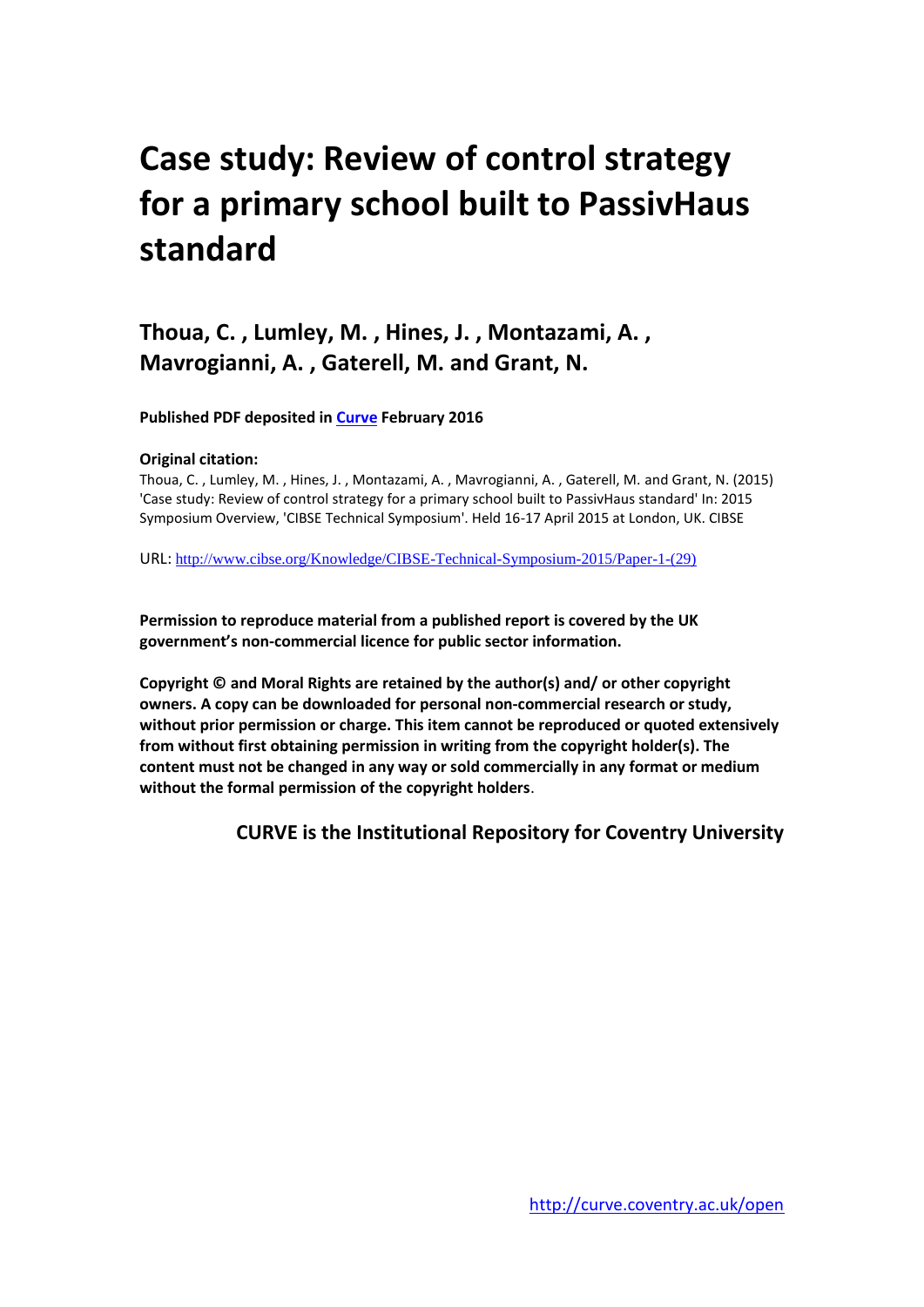# Case study: Review of control strategy for a primary school built to PassivHaus standard

## Thoua, C. , Lumley, M. , Hines, J. , Montazami, A. , Mavrogianni, A. , Gaterell, M. and Grant, N.

**Published PDF deposited in [Curve](http://curve.coventry.ac.uk/open) February 2016**

**Original citation:**

Thoua, C. , Lumley, M. , Hines, J. , Montazami, A. , Mavrogianni, A. , Gaterell, M. and Grant, N. (2015) 'Case study: Review of control strategy for a primary school built to PassivHaus standard' In: 2015 Symposium Overview, 'CIBSE Technical Symposium'. Held 16-17 April 2015 at London, UK. CIBSE

URL: http://www.cibse.org/Knowledge/CIBSE-Technical-Symposium-2015/Paper-1-(29)

**Permission to reproduce material from a published report is covered by the UK government's non-commercial licence for public sector information.**

**Copyright © and Moral Rights are retained by the author(s) and/ or other copyright owners. A copy can be downloaded for personal non-commercial research or study, without prior permission or charge. This item cannot be reproduced or quoted extensively from without first obtaining permission in writing from the copyright holder(s). The content must not be changed in any way or sold commercially in any format or medium without the formal permission of the copyright holders**.

**CURVE is the Institutional Repository for Coventry University**

http://curve.coventry.ac.uk/open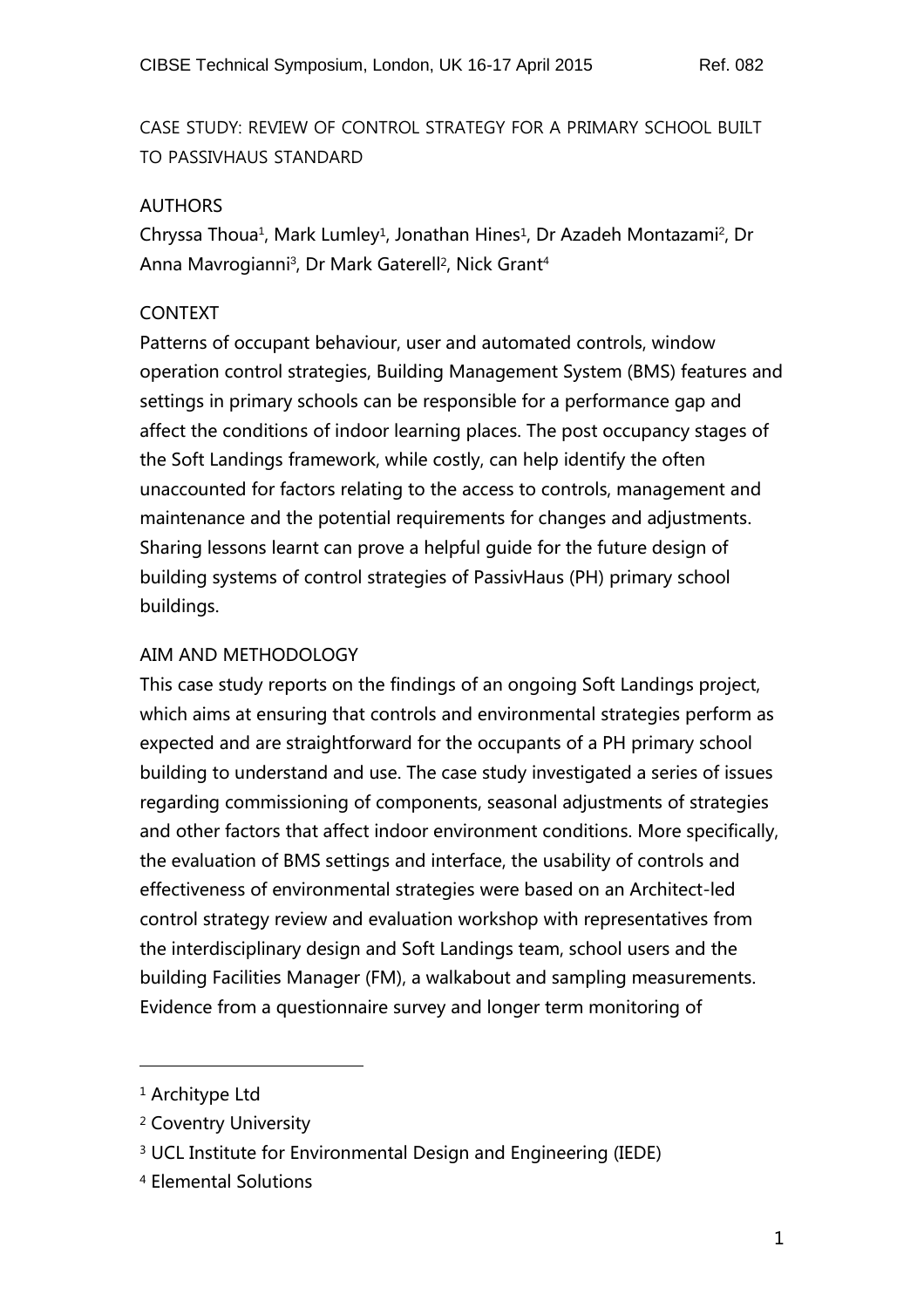# CASE STUDY: REVIEW OF CONTROL STRATEGY FOR A PRIMARY SCHOOL BUILT TO PASSIVHAUS STANDARD

## AUTHORS

Chryssa Thoua[1], Mark Lumley[1], Jonathan Hines[1], Dr Azadeh Montazami[2], Dr Anna Mavrogianni[3], Dr Mark Gaterell[2], Nick Grant[4]

## CONTEXT

Patterns of occupant behaviour, user and automated controls, window operation control strategies, Building Management System (BMS) features and settings in primary schools can be responsible for a performance gap and affect the conditions of indoor learning places. The post occupancy stages of the Soft Landings framework, while costly, can help identify the often unaccounted for factors relating to the access to controls, management and maintenance and the potential requirements for changes and adjustments. Sharing lessons learnt can prove a helpful guide for the future design of building systems of control strategies of PassivHaus (PH) primary school buildings.

## AIM AND METHODOLOGY

This case study reports on the findings of an ongoing Soft Landings project, which aims at ensuring that controls and environmental strategies perform as expected and are straightforward for the occupants of a PH primary school building to understand and use. The case study investigated a series of issues regarding commissioning of components, seasonal adjustments of strategies and other factors that affect indoor environment conditions. More specifically, the evaluation of BMS settings and interface, the usability of controls and effectiveness of environmental strategies were based on an Architect-led control strategy review and evaluation workshop with representatives from the interdisciplinary design and Soft Landings team, school users and the building Facilities Manager (FM), a walkabout and sampling measurements. Evidence from a questionnaire survey and longer term monitoring of

---

[1] Architype Ltd

[2] Coventry University

[3] UCL Institute for Environmental Design and Engineering (IEDE)

[4] Elemental Solutions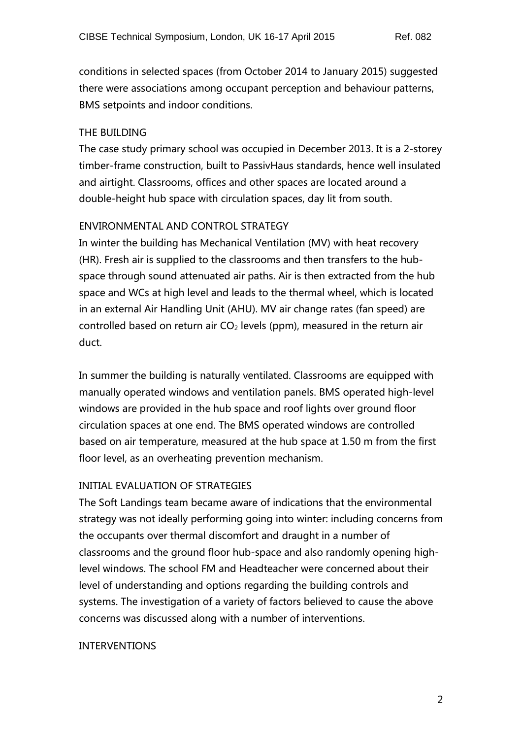conditions in selected spaces (from October 2014 to January 2015) suggested there were associations among occupant perception and behaviour patterns, BMS setpoints and indoor conditions.

## THE BUILDING

The case study primary school was occupied in December 2013. It is a 2-storey timber-frame construction, built to PassivHaus standards, hence well insulated and airtight. Classrooms, offices and other spaces are located around a double-height hub space with circulation spaces, day lit from south.

## ENVIRONMENTAL AND CONTROL STRATEGY

In winter the building has Mechanical Ventilation (MV) with heat recovery (HR). Fresh air is supplied to the classrooms and then transfers to the hub-space through sound attenuated air paths. Air is then extracted from the hub space and WCs at high level and leads to the thermal wheel, which is located in an external Air Handling Unit (AHU). MV air change rates (fan speed) are controlled based on return air $CO_2$ levels (ppm), measured in the return air duct.

In summer the building is naturally ventilated. Classrooms are equipped with manually operated windows and ventilation panels. BMS operated high-level windows are provided in the hub space and roof lights over ground floor circulation spaces at one end. The BMS operated windows are controlled based on air temperature, measured at the hub space at 1.50 m from the first floor level, as an overheating prevention mechanism.

## INITIAL EVALUATION OF STRATEGIES

The Soft Landings team became aware of indications that the environmental strategy was not ideally performing going into winter: including concerns from the occupants over thermal discomfort and draught in a number of classrooms and the ground floor hub-space and also randomly opening high-level windows. The school FM and Headteacher were concerned about their level of understanding and options regarding the building controls and systems. The investigation of a variety of factors believed to cause the above concerns was discussed along with a number of interventions.

## INTERVENTIONS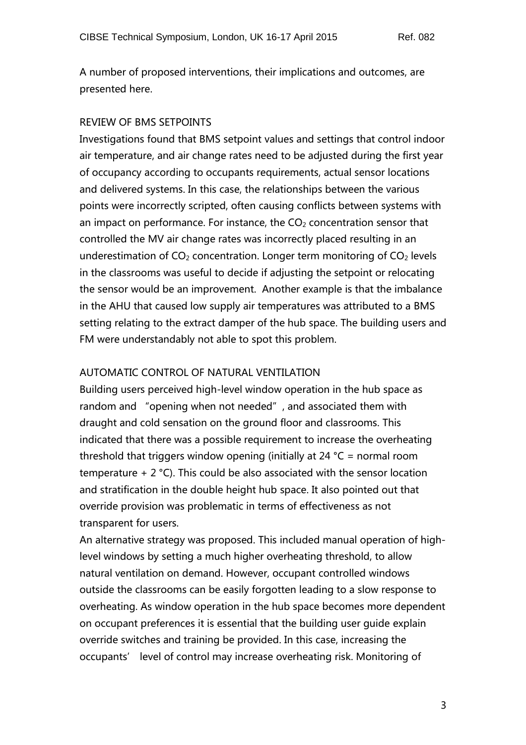A number of proposed interventions, their implications and outcomes, are presented here.

## REVIEW OF BMS SETPOINTS

Investigations found that BMS setpoint values and settings that control indoor air temperature, and air change rates need to be adjusted during the first year of occupancy according to occupants requirements, actual sensor locations and delivered systems. In this case, the relationships between the various points were incorrectly scripted, often causing conflicts between systems with an impact on performance. For instance, the $CO_2$ concentration sensor that controlled the MV air change rates was incorrectly placed resulting in an underestimation of $CO_2$ concentration. Longer term monitoring of $CO_2$ levels in the classrooms was useful to decide if adjusting the setpoint or relocating the sensor would be an improvement. Another example is that the imbalance in the AHU that caused low supply air temperatures was attributed to a BMS setting relating to the extract damper of the hub space. The building users and FM were understandably not able to spot this problem.

## AUTOMATIC CONTROL OF NATURAL VENTILATION

Building users perceived high-level window operation in the hub space as random and "opening when not needed", and associated them with draught and cold sensation on the ground floor and classrooms. This indicated that there was a possible requirement to increase the overheating threshold that triggers window opening (initially at 24 °C = normal room temperature + 2 °C). This could be also associated with the sensor location and stratification in the double height hub space. It also pointed out that override provision was problematic in terms of effectiveness as not transparent for users.

An alternative strategy was proposed. This included manual operation of high-level windows by setting a much higher overheating threshold, to allow natural ventilation on demand. However, occupant controlled windows outside the classrooms can be easily forgotten leading to a slow response to overheating. As window operation in the hub space becomes more dependent on occupant preferences it is essential that the building user guide explain override switches and training be provided. In this case, increasing the occupants' level of control may increase overheating risk. Monitoring of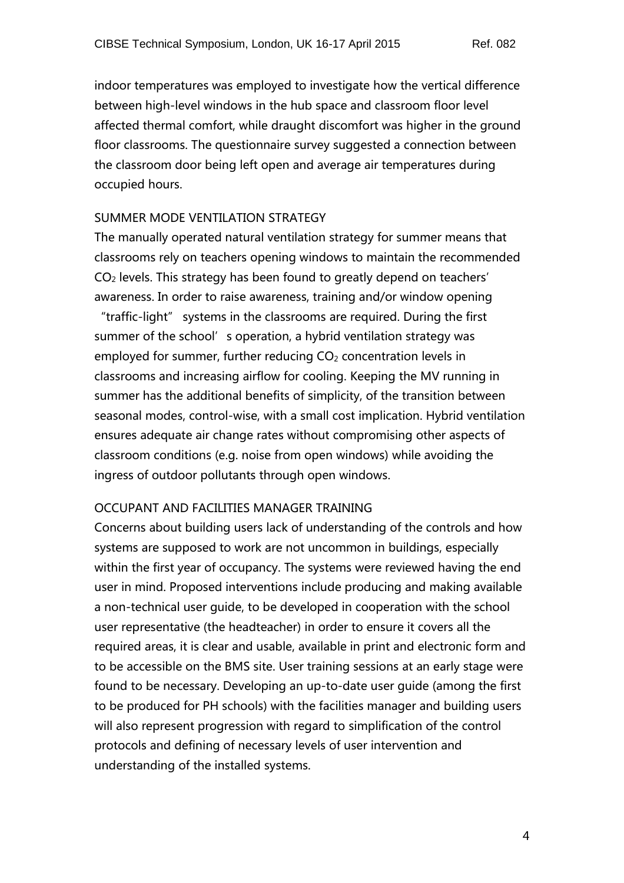indoor temperatures was employed to investigate how the vertical difference between high-level windows in the hub space and classroom floor level affected thermal comfort, while draught discomfort was higher in the ground floor classrooms. The questionnaire survey suggested a connection between the classroom door being left open and average air temperatures during occupied hours.

## SUMMER MODE VENTILATION STRATEGY

The manually operated natural ventilation strategy for summer means that classrooms rely on teachers opening windows to maintain the recommended $CO_2$ levels. This strategy has been found to greatly depend on teachers' awareness. In order to raise awareness, training and/or window opening "traffic-light" systems in the classrooms are required. During the first summer of the school's operation, a hybrid ventilation strategy was employed for summer, further reducing $CO_2$ concentration levels in classrooms and increasing airflow for cooling. Keeping the MV running in summer has the additional benefits of simplicity, of the transition between seasonal modes, control-wise, with a small cost implication. Hybrid ventilation ensures adequate air change rates without compromising other aspects of classroom conditions (e.g. noise from open windows) while avoiding the ingress of outdoor pollutants through open windows.

## OCCUPANT AND FACILITIES MANAGER TRAINING

Concerns about building users lack of understanding of the controls and how systems are supposed to work are not uncommon in buildings, especially within the first year of occupancy. The systems were reviewed having the end user in mind. Proposed interventions include producing and making available a non-technical user guide, to be developed in cooperation with the school user representative (the headteacher) in order to ensure it covers all the required areas, it is clear and usable, available in print and electronic form and to be accessible on the BMS site. User training sessions at an early stage were found to be necessary. Developing an up-to-date user guide (among the first to be produced for PH schools) with the facilities manager and building users will also represent progression with regard to simplification of the control protocols and defining of necessary levels of user intervention and understanding of the installed systems.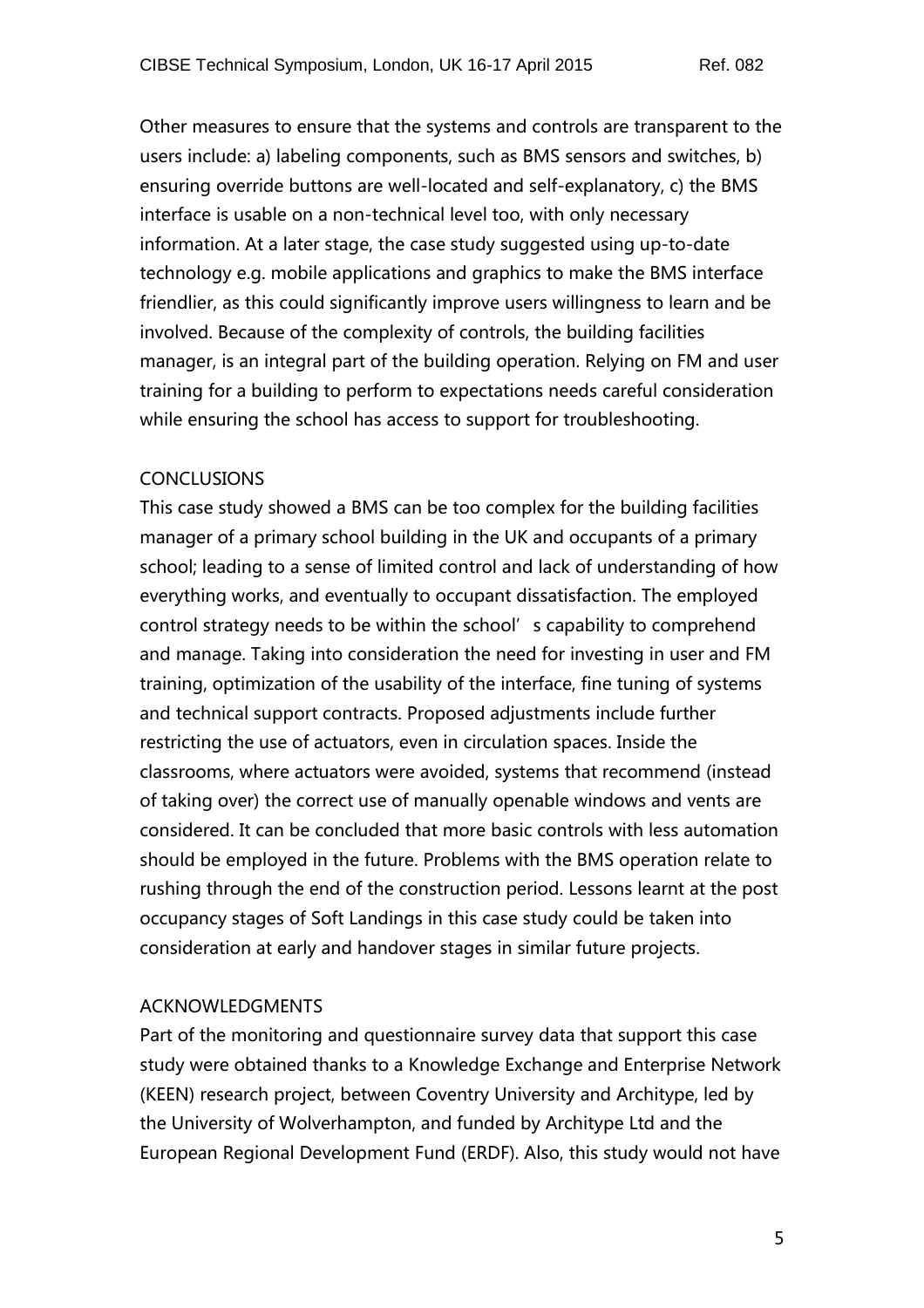Other measures to ensure that the systems and controls are transparent to the users include: a) labeling components, such as BMS sensors and switches, b) ensuring override buttons are well-located and self-explanatory, c) the BMS interface is usable on a non-technical level too, with only necessary information. At a later stage, the case study suggested using up-to-date technology e.g. mobile applications and graphics to make the BMS interface friendlier, as this could significantly improve users willingness to learn and be involved. Because of the complexity of controls, the building facilities manager, is an integral part of the building operation. Relying on FM and user training for a building to perform to expectations needs careful consideration while ensuring the school has access to support for troubleshooting.

## CONCLUSIONS

This case study showed a BMS can be too complex for the building facilities manager of a primary school building in the UK and occupants of a primary school; leading to a sense of limited control and lack of understanding of how everything works, and eventually to occupant dissatisfaction. The employed control strategy needs to be within the school's capability to comprehend and manage. Taking into consideration the need for investing in user and FM training, optimization of the usability of the interface, fine tuning of systems and technical support contracts. Proposed adjustments include further restricting the use of actuators, even in circulation spaces. Inside the classrooms, where actuators were avoided, systems that recommend (instead of taking over) the correct use of manually openable windows and vents are considered. It can be concluded that more basic controls with less automation should be employed in the future. Problems with the BMS operation relate to rushing through the end of the construction period. Lessons learnt at the post occupancy stages of Soft Landings in this case study could be taken into consideration at early and handover stages in similar future projects.

## ACKNOWLEDGMENTS

Part of the monitoring and questionnaire survey data that support this case study were obtained thanks to a Knowledge Exchange and Enterprise Network (KEEN) research project, between Coventry University and Architype, led by the University of Wolverhampton, and funded by Architype Ltd and the European Regional Development Fund (ERDF). Also, this study would not have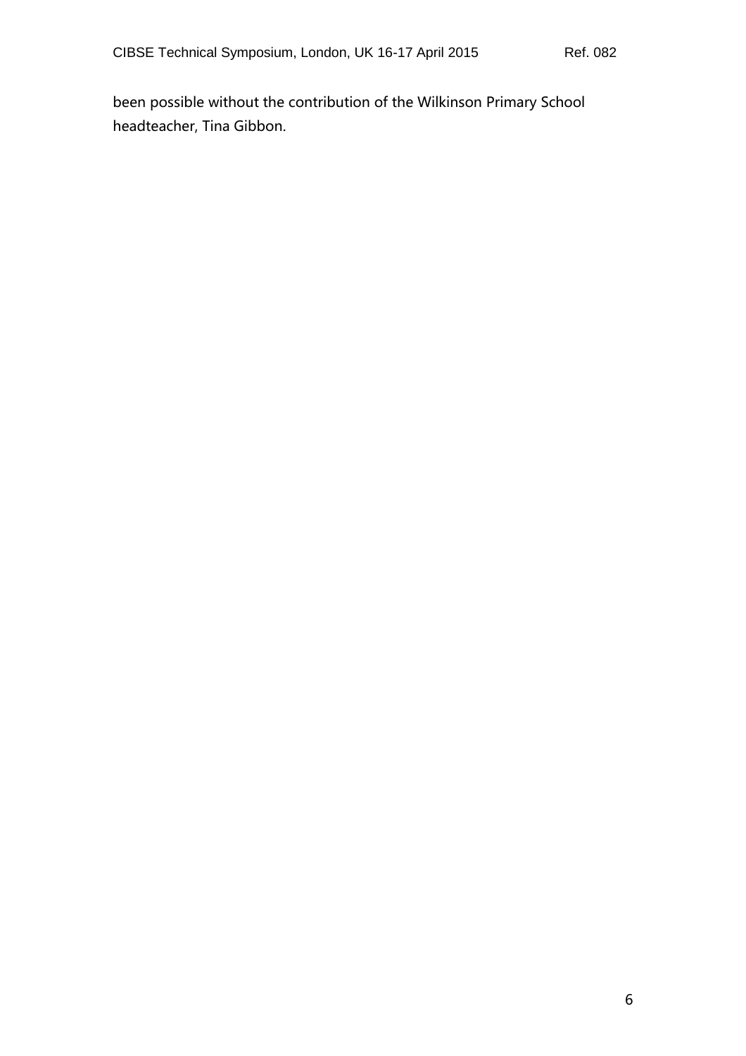been possible without the contribution of the Wilkinson Primary School headteacher, Tina Gibbon.